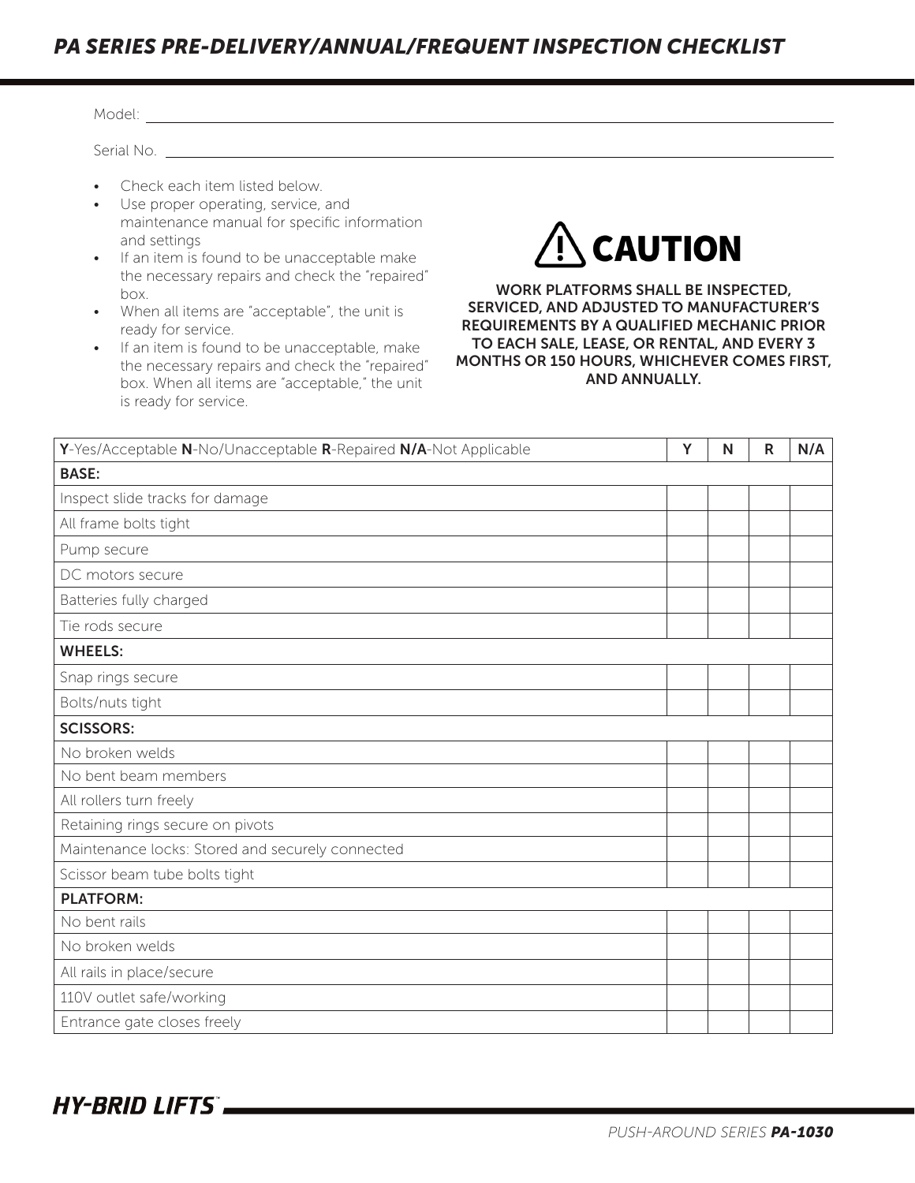# *PA SERIES PRE-DELIVERY/ANNUAL/FREQUENT INSPECTION CHECKLIST*

Model: ______________________________

Serial No. ______________________________

- Check each item listed below.
- Use proper operating, service, and maintenance manual for specific information and settings
- If an item is found to be unacceptable make the necessary repairs and check the "repaired" box.
- When all items are "acceptable", the unit is ready for service.
- If an item is found to be unacceptable, make the necessary repairs and check the "repaired" box. When all items are "acceptable," the unit is ready for service.

**⚠ CAUTION**

**WORK PLATFORMS SHALL BE INSPECTED, SERVICED, AND ADJUSTED TO MANUFACTURER'S REQUIREMENTS BY A QUALIFIED MECHANIC PRIOR TO EACH SALE, LEASE, OR RENTAL, AND EVERY 3 MONTHS OR 150 HOURS, WHICHEVER COMES FIRST, AND ANNUALLY.**

| **Y**-Yes/Acceptable **N**-No/Unacceptable **R**-Repaired **N/A**-Not Applicable | Y | N | R | N/A |
|---|---|---|---|---|
| **BASE:** | | | | |
| Inspect slide tracks for damage | | | | |
| All frame bolts tight | | | | |
| Pump secure | | | | |
| DC motors secure | | | | |
| Batteries fully charged | | | | |
| Tie rods secure | | | | |
| **WHEELS:** | | | | |
| Snap rings secure | | | | |
| Bolts/nuts tight | | | | |
| **SCISSORS:** | | | | |
| No broken welds | | | | |
| No bent beam members | | | | |
| All rollers turn freely | | | | |
| Retaining rings secure on pivots | | | | |
| Maintenance locks: Stored and securely connected | | | | |
| Scissor beam tube bolts tight | | | | |
| **PLATFORM:** | | | | |
| No bent rails | | | | |
| No broken welds | | | | |
| All rails in place/secure | | | | |
| 110V outlet safe/working | | | | |
| Entrance gate closes freely | | | | |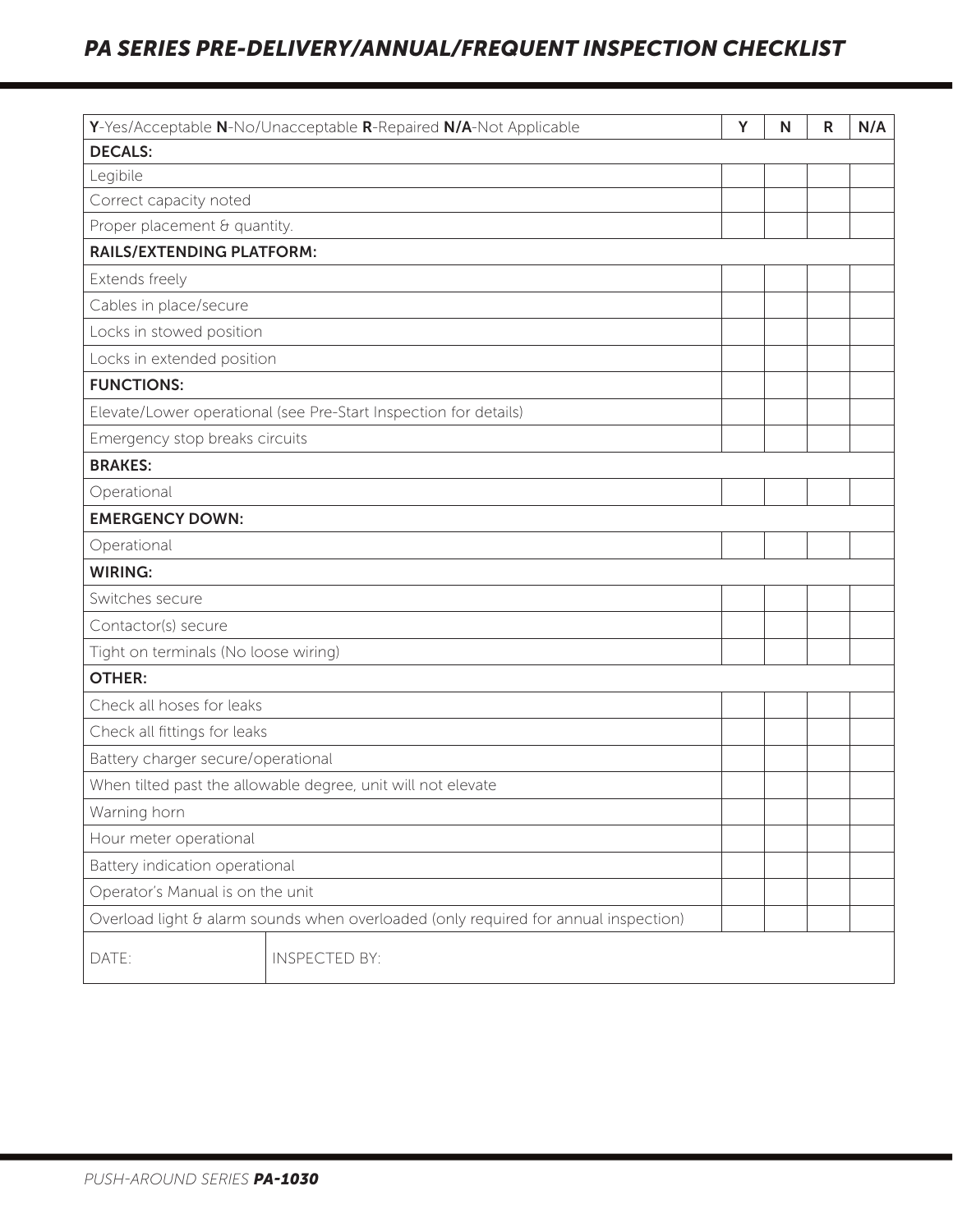## *PA SERIES PRE-DELIVERY/ANNUAL/FREQUENT INSPECTION CHECKLIST*

| **Y**-Yes/Acceptable **N**-No/Unacceptable **R**-Repaired **N/A**-Not Applicable | **Y** | **N** | **R** | **N/A** |
|---|---|---|---|---|
| **DECALS:** | | | | |
| Legibile | | | | |
| Correct capacity noted | | | | |
| Proper placement & quantity. | | | | |
| **RAILS/EXTENDING PLATFORM:** | | | | |
| Extends freely | | | | |
| Cables in place/secure | | | | |
| Locks in stowed position | | | | |
| Locks in extended position | | | | |
| **FUNCTIONS:** | | | | |
| Elevate/Lower operational (see Pre-Start Inspection for details) | | | | |
| Emergency stop breaks circuits | | | | |
| **BRAKES:** | | | | |
| Operational | | | | |
| **EMERGENCY DOWN:** | | | | |
| Operational | | | | |
| **WIRING:** | | | | |
| Switches secure | | | | |
| Contactor(s) secure | | | | |
| Tight on terminals (No loose wiring) | | | | |
| **OTHER:** | | | | |
| Check all hoses for leaks | | | | |
| Check all fittings for leaks | | | | |
| Battery charger secure/operational | | | | |
| When tilted past the allowable degree, unit will not elevate | | | | |
| Warning horn | | | | |
| Hour meter operational | | | | |
| Battery indication operational | | | | |
| Operator's Manual is on the unit | | | | |
| Overload light & alarm sounds when overloaded (only required for annual inspection) | | | | |

| | |
|---|---|
| DATE: | INSPECTED BY: |